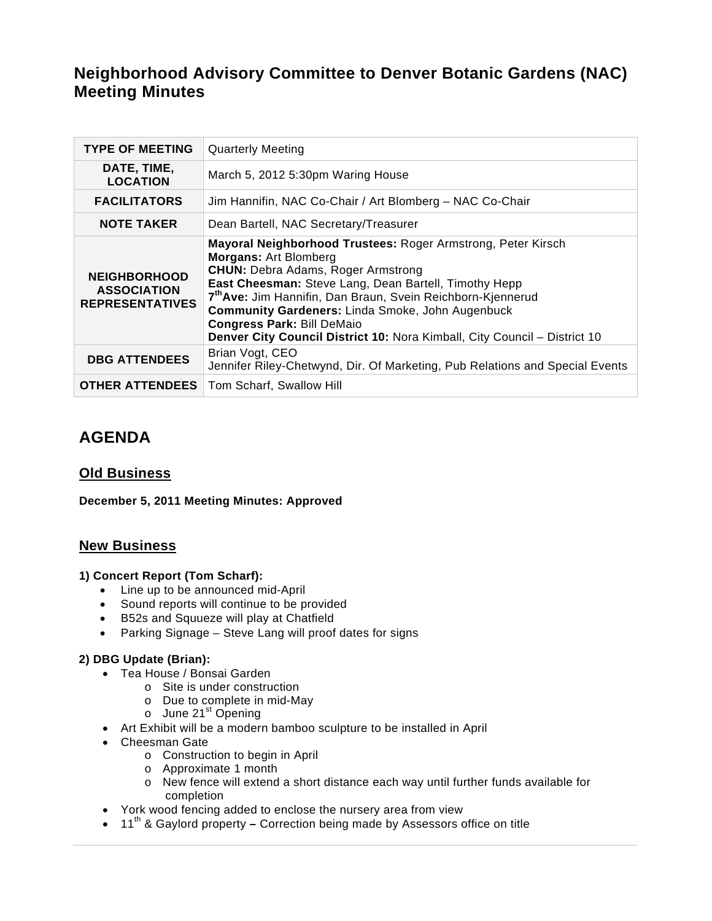# Neighborhood Advisory Committee to Denver Botanic Gardens (NAC) Meeting Minutes

| | |
|---|---|
| **TYPE OF MEETING** | Quarterly Meeting |
| **DATE, TIME, LOCATION** | March 5, 2012 5:30pm Waring House |
| **FACILITATORS** | Jim Hannifin, NAC Co-Chair / Art Blomberg – NAC Co-Chair |
| **NOTE TAKER** | Dean Bartell, NAC Secretary/Treasurer |
| **NEIGHBORHOOD ASSOCIATION REPRESENTATIVES** | **Mayoral Neighborhood Trustees:** Roger Armstrong, Peter Kirsch<br>**Morgans:** Art Blomberg<br>**CHUN:** Debra Adams, Roger Armstrong<br>**East Cheesman:** Steve Lang, Dean Bartell, Timothy Hepp<br>**7th Ave:** Jim Hannifin, Dan Braun, Svein Reichborn-Kjennerud<br>**Community Gardeners:** Linda Smoke, John Augenbuck<br>**Congress Park:** Bill DeMaio<br>**Denver City Council District 10:** Nora Kimball, City Council – District 10 |
| **DBG ATTENDEES** | Brian Vogt, CEO<br>Jennifer Riley-Chetwynd, Dir. Of Marketing, Pub Relations and Special Events |
| **OTHER ATTENDEES** | Tom Scharf, Swallow Hill |

## AGENDA

### Old Business

**December 5, 2011 Meeting Minutes: Approved**

### New Business

**1) Concert Report (Tom Scharf):**

- Line up to be announced mid-April
- Sound reports will continue to be provided
- B52s and Squueze will play at Chatfield
- Parking Signage – Steve Lang will proof dates for signs

**2) DBG Update (Brian):**

- Tea House / Bonsai Garden
  - Site is under construction
  - Due to complete in mid-May
  - June 21st Opening
- Art Exhibit will be a modern bamboo sculpture to be installed in April
- Cheesman Gate
  - Construction to begin in April
  - Approximate 1 month
  - New fence will extend a short distance each way until further funds available for completion
- York wood fencing added to enclose the nursery area from view
- 11th & Gaylord property **–** Correction being made by Assessors office on title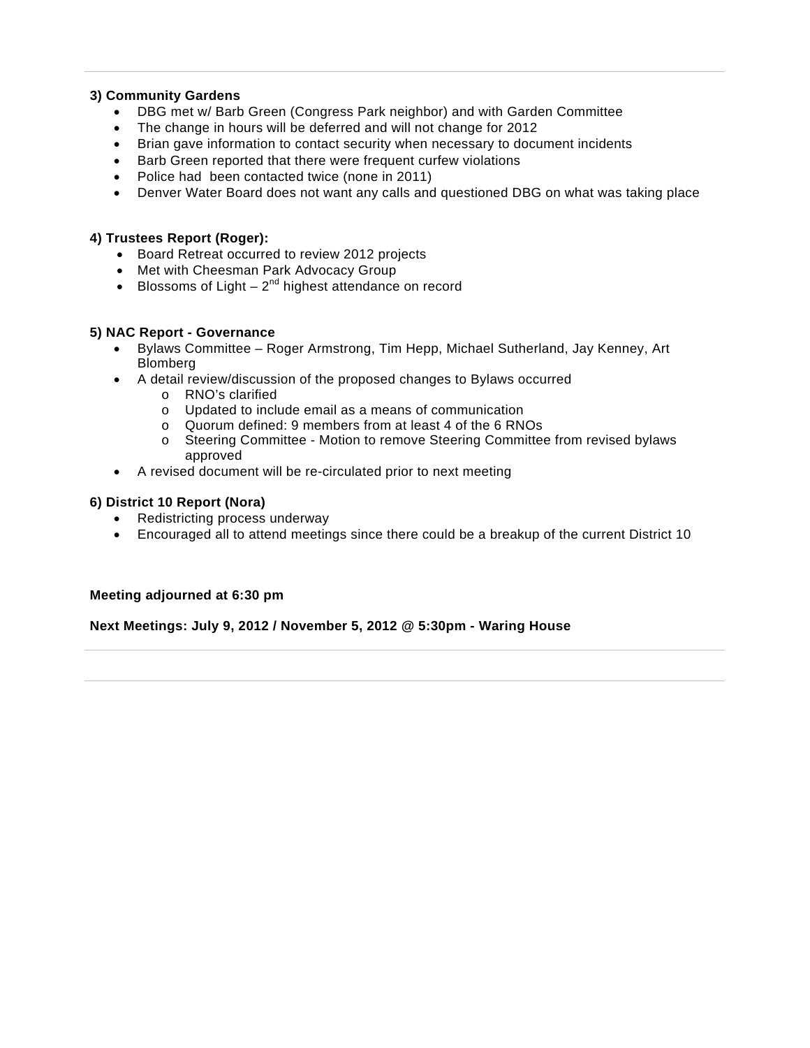**3) Community Gardens**

- DBG met w/ Barb Green (Congress Park neighbor) and with Garden Committee
- The change in hours will be deferred and will not change for 2012
- Brian gave information to contact security when necessary to document incidents
- Barb Green reported that there were frequent curfew violations
- Police had been contacted twice (none in 2011)
- Denver Water Board does not want any calls and questioned DBG on what was taking place

**4) Trustees Report (Roger):**

- Board Retreat occurred to review 2012 projects
- Met with Cheesman Park Advocacy Group
- Blossoms of Light – 2nd highest attendance on record

**5) NAC Report - Governance**

- Bylaws Committee – Roger Armstrong, Tim Hepp, Michael Sutherland, Jay Kenney, Art Blomberg
- A detail review/discussion of the proposed changes to Bylaws occurred
  - RNO's clarified
  - Updated to include email as a means of communication
  - Quorum defined: 9 members from at least 4 of the 6 RNOs
  - Steering Committee - Motion to remove Steering Committee from revised bylaws approved
- A revised document will be re-circulated prior to next meeting

**6) District 10 Report (Nora)**

- Redistricting process underway
- Encouraged all to attend meetings since there could be a breakup of the current District 10

**Meeting adjourned at 6:30 pm**

**Next Meetings: July 9, 2012 / November 5, 2012 @ 5:30pm - Waring House**